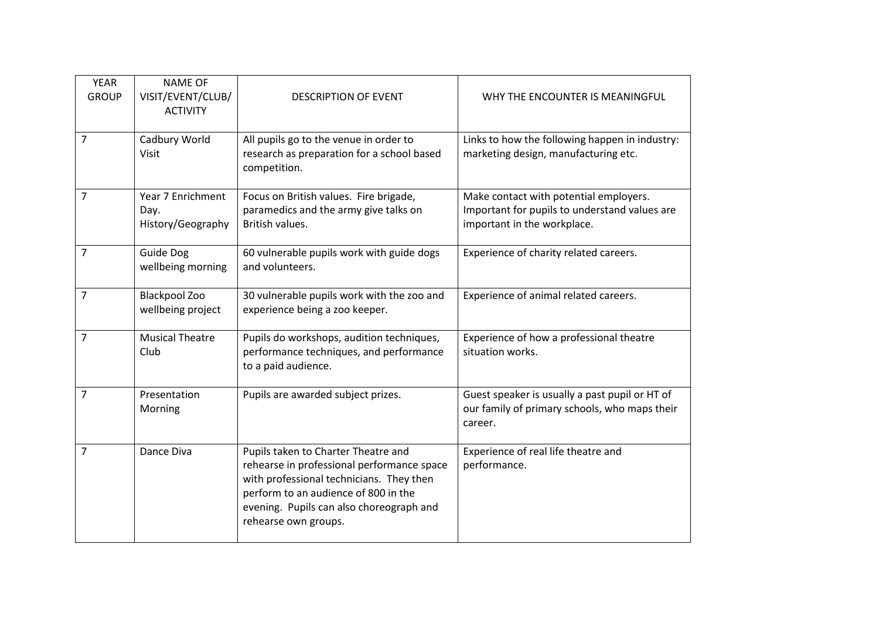| YEAR GROUP | NAME OF VISIT/EVENT/CLUB/ ACTIVITY | DESCRIPTION OF EVENT | WHY THE ENCOUNTER IS MEANINGFUL |
|---|---|---|---|
| 7 | Cadbury World Visit | All pupils go to the venue in order to research as preparation for a school based competition. | Links to how the following happen in industry: marketing design, manufacturing etc. |
| 7 | Year 7 Enrichment Day. History/Geography | Focus on British values. Fire brigade, paramedics and the army give talks on British values. | Make contact with potential employers. Important for pupils to understand values are important in the workplace. |
| 7 | Guide Dog wellbeing morning | 60 vulnerable pupils work with guide dogs and volunteers. | Experience of charity related careers. |
| 7 | Blackpool Zoo wellbeing project | 30 vulnerable pupils work with the zoo and experience being a zoo keeper. | Experience of animal related careers. |
| 7 | Musical Theatre Club | Pupils do workshops, audition techniques, performance techniques, and performance to a paid audience. | Experience of how a professional theatre situation works. |
| 7 | Presentation Morning | Pupils are awarded subject prizes. | Guest speaker is usually a past pupil or HT of our family of primary schools, who maps their career. |
| 7 | Dance Diva | Pupils taken to Charter Theatre and rehearse in professional performance space with professional technicians. They then perform to an audience of 800 in the evening. Pupils can also choreograph and rehearse own groups. | Experience of real life theatre and performance. |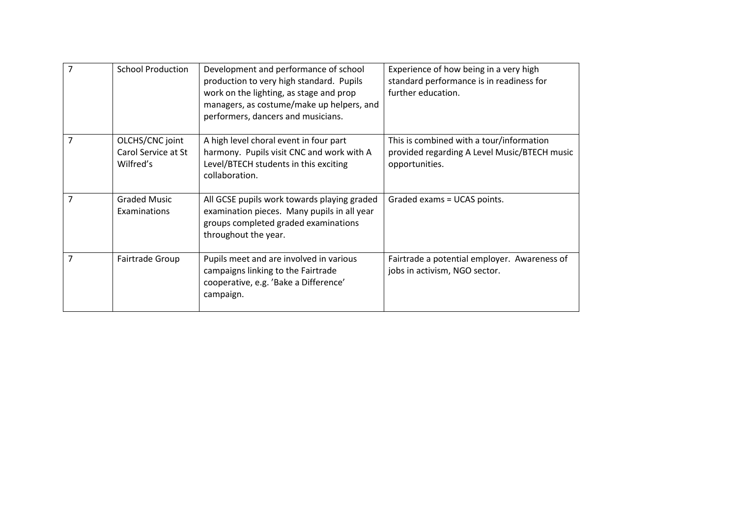| | | | |
|---|---|---|---|
| 7 | School Production | Development and performance of school production to very high standard. Pupils work on the lighting, as stage and prop managers, as costume/make up helpers, and performers, dancers and musicians. | Experience of how being in a very high standard performance is in readiness for further education. |
| 7 | OLCHS/CNC joint Carol Service at St Wilfred's | A high level choral event in four part harmony. Pupils visit CNC and work with A Level/BTECH students in this exciting collaboration. | This is combined with a tour/information provided regarding A Level Music/BTECH music opportunities. |
| 7 | Graded Music Examinations | All GCSE pupils work towards playing graded examination pieces. Many pupils in all year groups completed graded examinations throughout the year. | Graded exams = UCAS points. |
| 7 | Fairtrade Group | Pupils meet and are involved in various campaigns linking to the Fairtrade cooperative, e.g. 'Bake a Difference' campaign. | Fairtrade a potential employer. Awareness of jobs in activism, NGO sector. |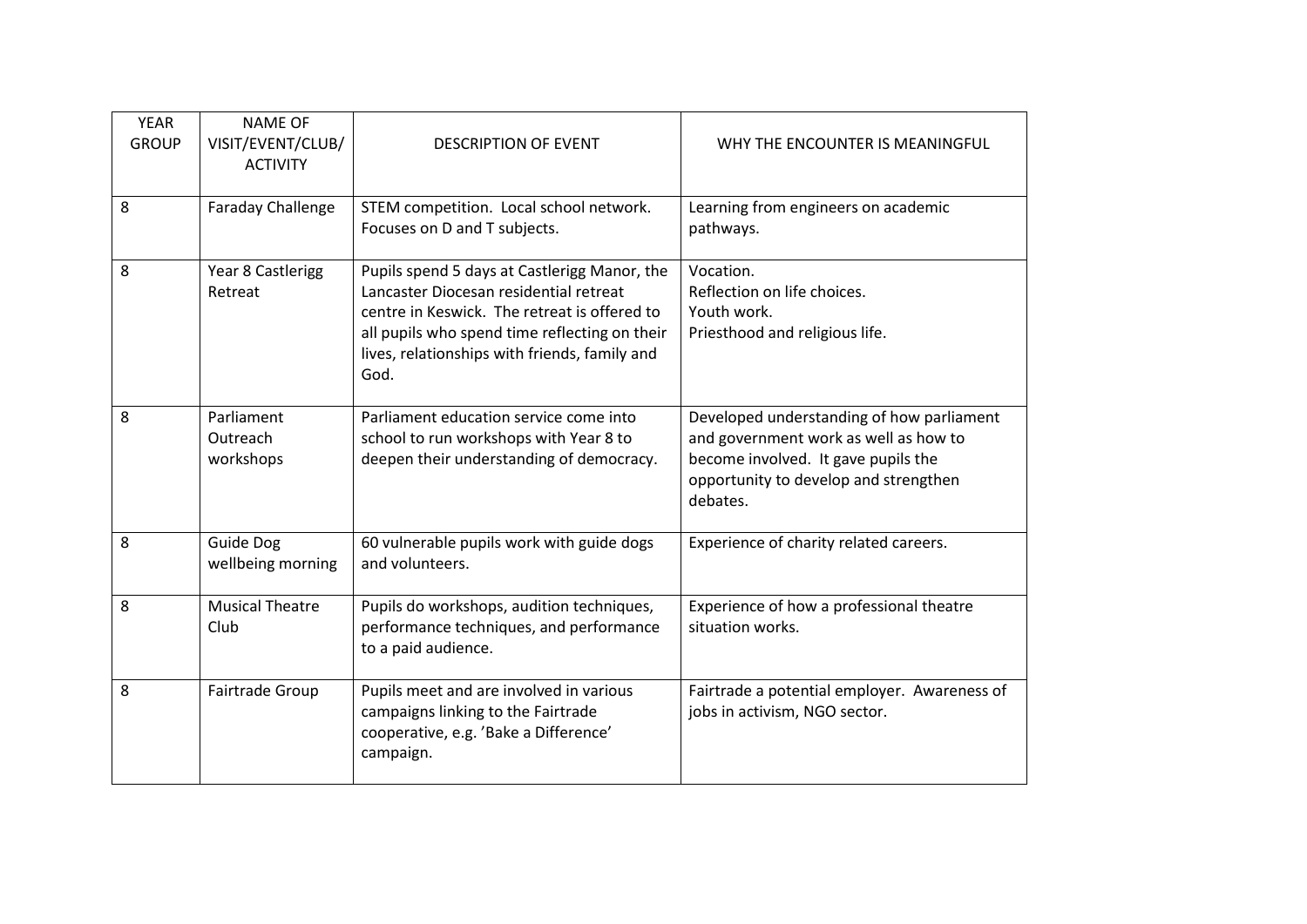| YEAR GROUP | NAME OF VISIT/EVENT/CLUB/ ACTIVITY | DESCRIPTION OF EVENT | WHY THE ENCOUNTER IS MEANINGFUL |
|---|---|---|---|
| 8 | Faraday Challenge | STEM competition. Local school network. Focuses on D and T subjects. | Learning from engineers on academic pathways. |
| 8 | Year 8 Castlerigg Retreat | Pupils spend 5 days at Castlerigg Manor, the Lancaster Diocesan residential retreat centre in Keswick. The retreat is offered to all pupils who spend time reflecting on their lives, relationships with friends, family and God. | Vocation.<br>Reflection on life choices.<br>Youth work.<br>Priesthood and religious life. |
| 8 | Parliament Outreach workshops | Parliament education service come into school to run workshops with Year 8 to deepen their understanding of democracy. | Developed understanding of how parliament and government work as well as how to become involved. It gave pupils the opportunity to develop and strengthen debates. |
| 8 | Guide Dog wellbeing morning | 60 vulnerable pupils work with guide dogs and volunteers. | Experience of charity related careers. |
| 8 | Musical Theatre Club | Pupils do workshops, audition techniques, performance techniques, and performance to a paid audience. | Experience of how a professional theatre situation works. |
| 8 | Fairtrade Group | Pupils meet and are involved in various campaigns linking to the Fairtrade cooperative, e.g. 'Bake a Difference' campaign. | Fairtrade a potential employer. Awareness of jobs in activism, NGO sector. |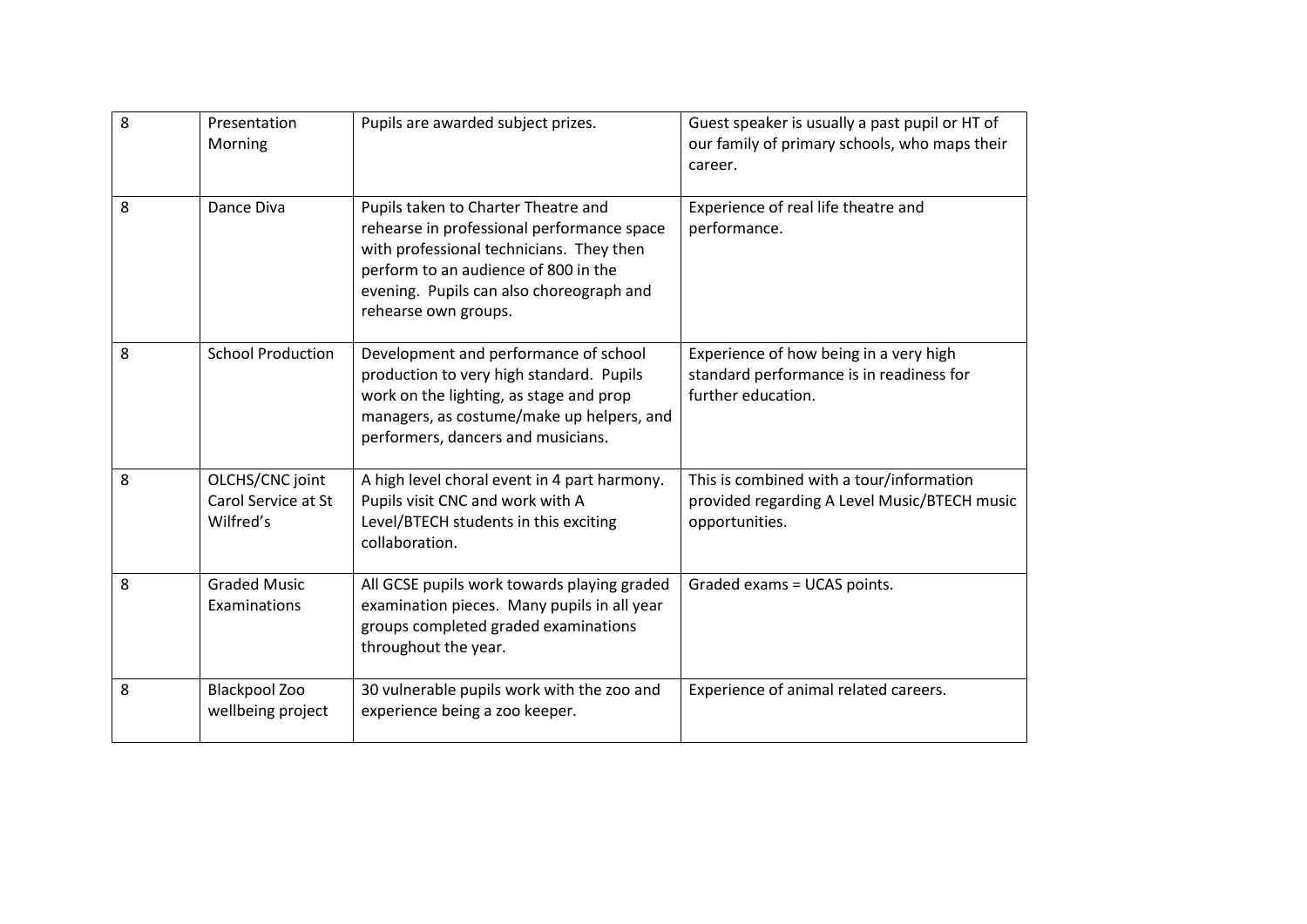| 8 | Presentation Morning | Pupils are awarded subject prizes. | Guest speaker is usually a past pupil or HT of our family of primary schools, who maps their career. |
|---|---|---|---|
| 8 | Dance Diva | Pupils taken to Charter Theatre and rehearse in professional performance space with professional technicians. They then perform to an audience of 800 in the evening. Pupils can also choreograph and rehearse own groups. | Experience of real life theatre and performance. |
| 8 | School Production | Development and performance of school production to very high standard. Pupils work on the lighting, as stage and prop managers, as costume/make up helpers, and performers, dancers and musicians. | Experience of how being in a very high standard performance is in readiness for further education. |
| 8 | OLCHS/CNC joint Carol Service at St Wilfred's | A high level choral event in 4 part harmony. Pupils visit CNC and work with A Level/BTECH students in this exciting collaboration. | This is combined with a tour/information provided regarding A Level Music/BTECH music opportunities. |
| 8 | Graded Music Examinations | All GCSE pupils work towards playing graded examination pieces. Many pupils in all year groups completed graded examinations throughout the year. | Graded exams = UCAS points. |
| 8 | Blackpool Zoo wellbeing project | 30 vulnerable pupils work with the zoo and experience being a zoo keeper. | Experience of animal related careers. |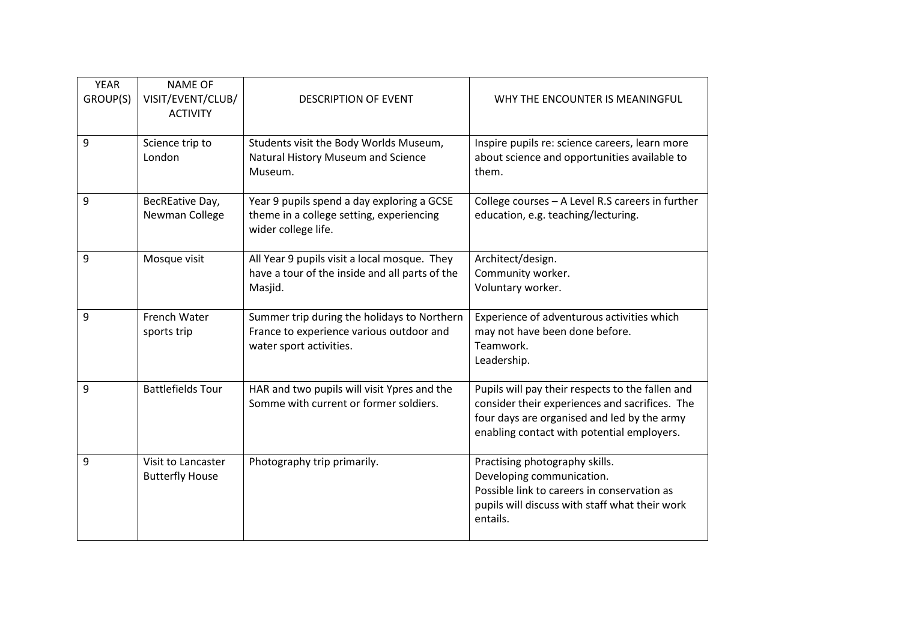| YEAR GROUP(S) | NAME OF VISIT/EVENT/CLUB/ ACTIVITY | DESCRIPTION OF EVENT | WHY THE ENCOUNTER IS MEANINGFUL |
|---|---|---|---|
| 9 | Science trip to London | Students visit the Body Worlds Museum, Natural History Museum and Science Museum. | Inspire pupils re: science careers, learn more about science and opportunities available to them. |
| 9 | BecREative Day, Newman College | Year 9 pupils spend a day exploring a GCSE theme in a college setting, experiencing wider college life. | College courses – A Level R.S careers in further education, e.g. teaching/lecturing. |
| 9 | Mosque visit | All Year 9 pupils visit a local mosque. They have a tour of the inside and all parts of the Masjid. | Architect/design.<br>Community worker.<br>Voluntary worker. |
| 9 | French Water sports trip | Summer trip during the holidays to Northern France to experience various outdoor and water sport activities. | Experience of adventurous activities which may not have been done before.<br>Teamwork.<br>Leadership. |
| 9 | Battlefields Tour | HAR and two pupils will visit Ypres and the Somme with current or former soldiers. | Pupils will pay their respects to the fallen and consider their experiences and sacrifices. The four days are organised and led by the army enabling contact with potential employers. |
| 9 | Visit to Lancaster Butterfly House | Photography trip primarily. | Practising photography skills.<br>Developing communication.<br>Possible link to careers in conservation as pupils will discuss with staff what their work entails. |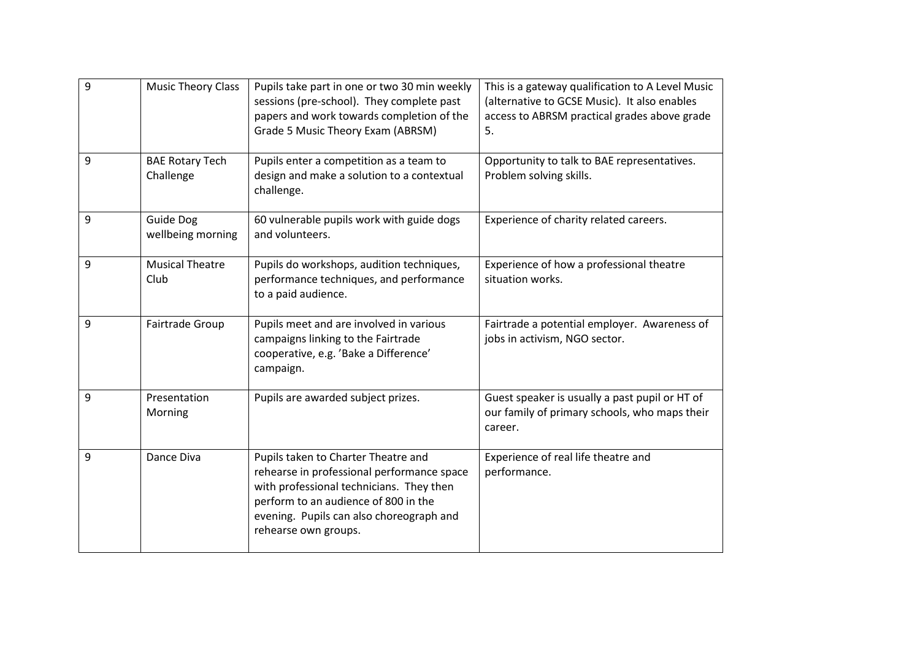| 9 | Music Theory Class | Pupils take part in one or two 30 min weekly sessions (pre-school). They complete past papers and work towards completion of the Grade 5 Music Theory Exam (ABRSM) | This is a gateway qualification to A Level Music (alternative to GCSE Music). It also enables access to ABRSM practical grades above grade 5. |
|---|---|---|---|
| 9 | BAE Rotary Tech Challenge | Pupils enter a competition as a team to design and make a solution to a contextual challenge. | Opportunity to talk to BAE representatives. Problem solving skills. |
| 9 | Guide Dog wellbeing morning | 60 vulnerable pupils work with guide dogs and volunteers. | Experience of charity related careers. |
| 9 | Musical Theatre Club | Pupils do workshops, audition techniques, performance techniques, and performance to a paid audience. | Experience of how a professional theatre situation works. |
| 9 | Fairtrade Group | Pupils meet and are involved in various campaigns linking to the Fairtrade cooperative, e.g. 'Bake a Difference' campaign. | Fairtrade a potential employer. Awareness of jobs in activism, NGO sector. |
| 9 | Presentation Morning | Pupils are awarded subject prizes. | Guest speaker is usually a past pupil or HT of our family of primary schools, who maps their career. |
| 9 | Dance Diva | Pupils taken to Charter Theatre and rehearse in professional performance space with professional technicians. They then perform to an audience of 800 in the evening. Pupils can also choreograph and rehearse own groups. | Experience of real life theatre and performance. |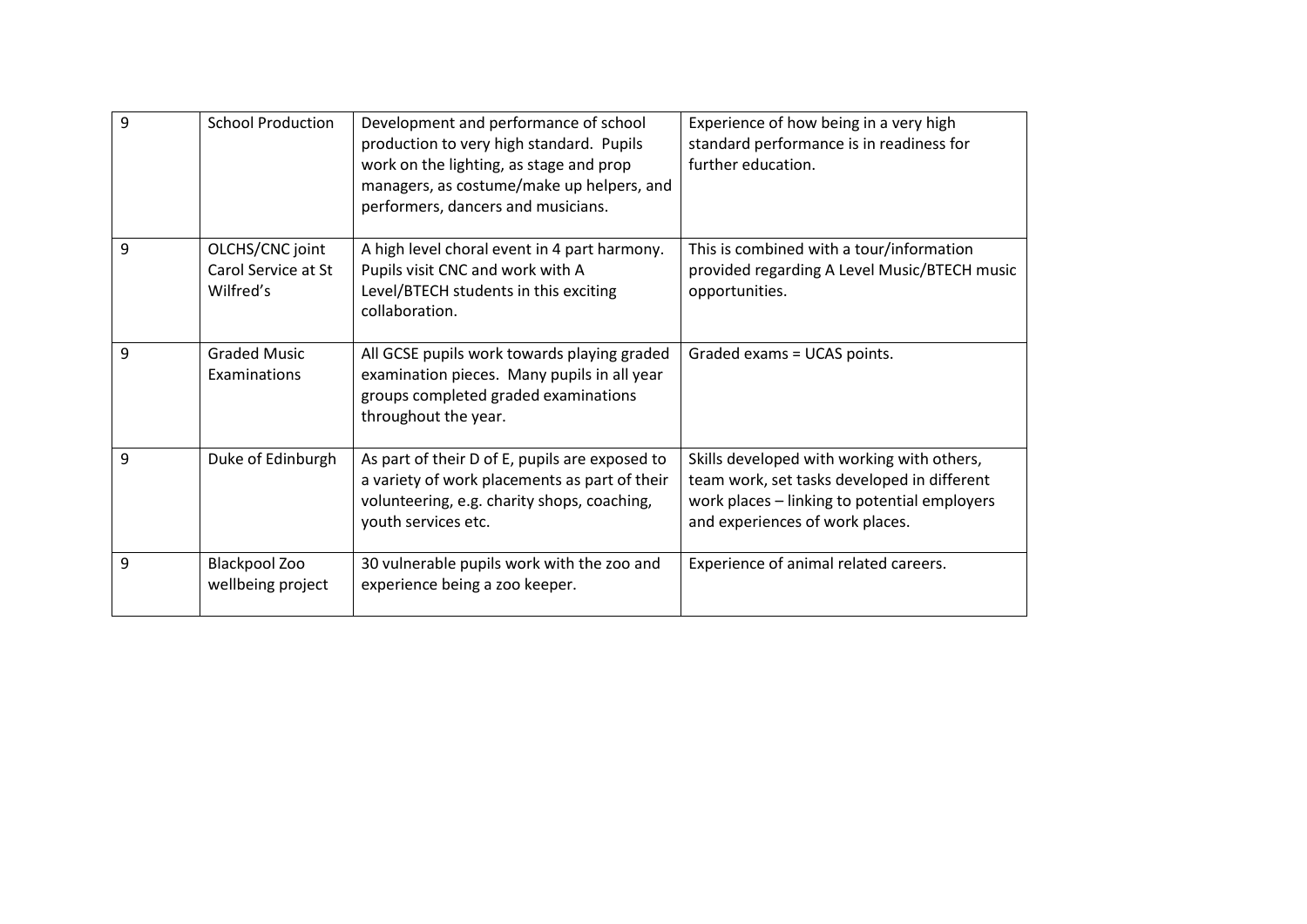| | | | |
|---|---|---|---|
| 9 | School Production | Development and performance of school production to very high standard. Pupils work on the lighting, as stage and prop managers, as costume/make up helpers, and performers, dancers and musicians. | Experience of how being in a very high standard performance is in readiness for further education. |
| 9 | OLCHS/CNC joint Carol Service at St Wilfred's | A high level choral event in 4 part harmony. Pupils visit CNC and work with A Level/BTECH students in this exciting collaboration. | This is combined with a tour/information provided regarding A Level Music/BTECH music opportunities. |
| 9 | Graded Music Examinations | All GCSE pupils work towards playing graded examination pieces. Many pupils in all year groups completed graded examinations throughout the year. | Graded exams = UCAS points. |
| 9 | Duke of Edinburgh | As part of their D of E, pupils are exposed to a variety of work placements as part of their volunteering, e.g. charity shops, coaching, youth services etc. | Skills developed with working with others, team work, set tasks developed in different work places – linking to potential employers and experiences of work places. |
| 9 | Blackpool Zoo wellbeing project | 30 vulnerable pupils work with the zoo and experience being a zoo keeper. | Experience of animal related careers. |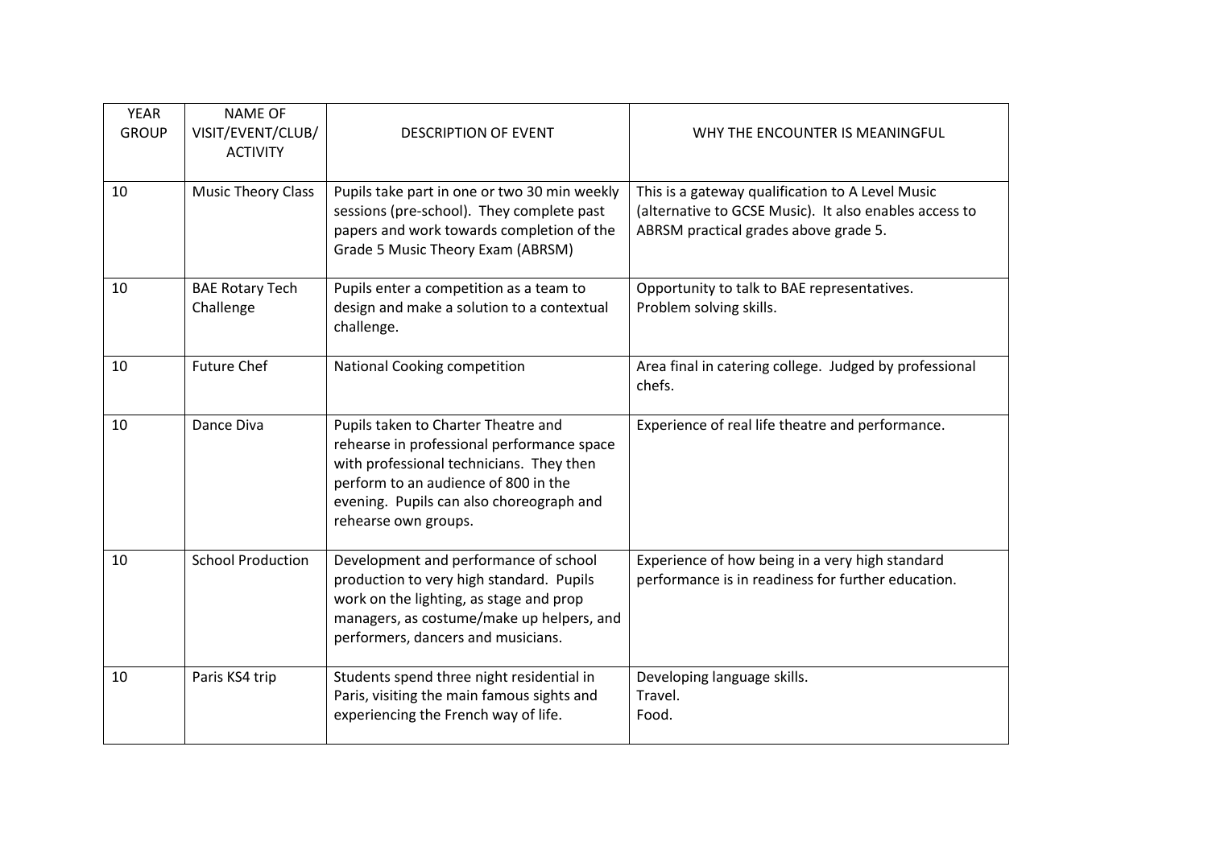| YEAR GROUP | NAME OF VISIT/EVENT/CLUB/ ACTIVITY | DESCRIPTION OF EVENT | WHY THE ENCOUNTER IS MEANINGFUL |
|---|---|---|---|
| 10 | Music Theory Class | Pupils take part in one or two 30 min weekly sessions (pre-school). They complete past papers and work towards completion of the Grade 5 Music Theory Exam (ABRSM) | This is a gateway qualification to A Level Music (alternative to GCSE Music). It also enables access to ABRSM practical grades above grade 5. |
| 10 | BAE Rotary Tech Challenge | Pupils enter a competition as a team to design and make a solution to a contextual challenge. | Opportunity to talk to BAE representatives.<br>Problem solving skills. |
| 10 | Future Chef | National Cooking competition | Area final in catering college. Judged by professional chefs. |
| 10 | Dance Diva | Pupils taken to Charter Theatre and rehearse in professional performance space with professional technicians. They then perform to an audience of 800 in the evening. Pupils can also choreograph and rehearse own groups. | Experience of real life theatre and performance. |
| 10 | School Production | Development and performance of school production to very high standard. Pupils work on the lighting, as stage and prop managers, as costume/make up helpers, and performers, dancers and musicians. | Experience of how being in a very high standard performance is in readiness for further education. |
| 10 | Paris KS4 trip | Students spend three night residential in Paris, visiting the main famous sights and experiencing the French way of life. | Developing language skills.<br>Travel.<br>Food. |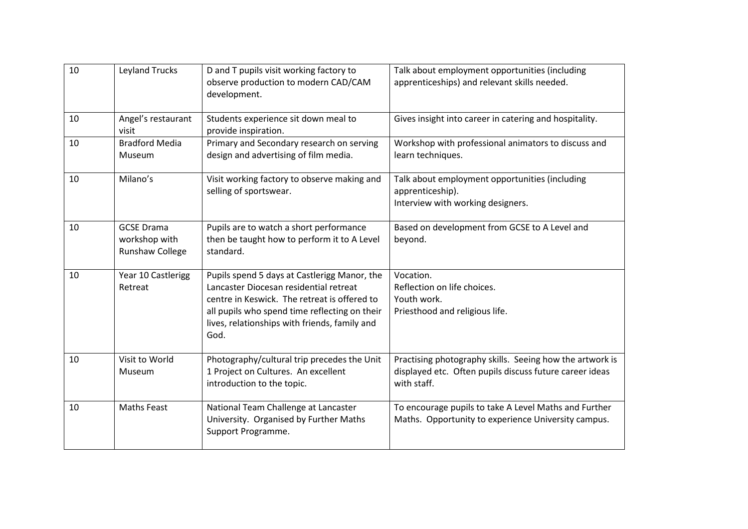| 10 | Leyland Trucks | D and T pupils visit working factory to observe production to modern CAD/CAM development. | Talk about employment opportunities (including apprenticeships) and relevant skills needed. |
|---|---|---|---|
| 10 | Angel's restaurant visit | Students experience sit down meal to provide inspiration. | Gives insight into career in catering and hospitality. |
| 10 | Bradford Media Museum | Primary and Secondary research on serving design and advertising of film media. | Workshop with professional animators to discuss and learn techniques. |
| 10 | Milano's | Visit working factory to observe making and selling of sportswear. | Talk about employment opportunities (including apprenticeship).<br>Interview with working designers. |
| 10 | GCSE Drama workshop with Runshaw College | Pupils are to watch a short performance then be taught how to perform it to A Level standard. | Based on development from GCSE to A Level and beyond. |
| 10 | Year 10 Castlerigg Retreat | Pupils spend 5 days at Castlerigg Manor, the Lancaster Diocesan residential retreat centre in Keswick. The retreat is offered to all pupils who spend time reflecting on their lives, relationships with friends, family and God. | Vocation.<br>Reflection on life choices.<br>Youth work.<br>Priesthood and religious life. |
| 10 | Visit to World Museum | Photography/cultural trip precedes the Unit 1 Project on Cultures. An excellent introduction to the topic. | Practising photography skills. Seeing how the artwork is displayed etc. Often pupils discuss future career ideas with staff. |
| 10 | Maths Feast | National Team Challenge at Lancaster University. Organised by Further Maths Support Programme. | To encourage pupils to take A Level Maths and Further Maths. Opportunity to experience University campus. |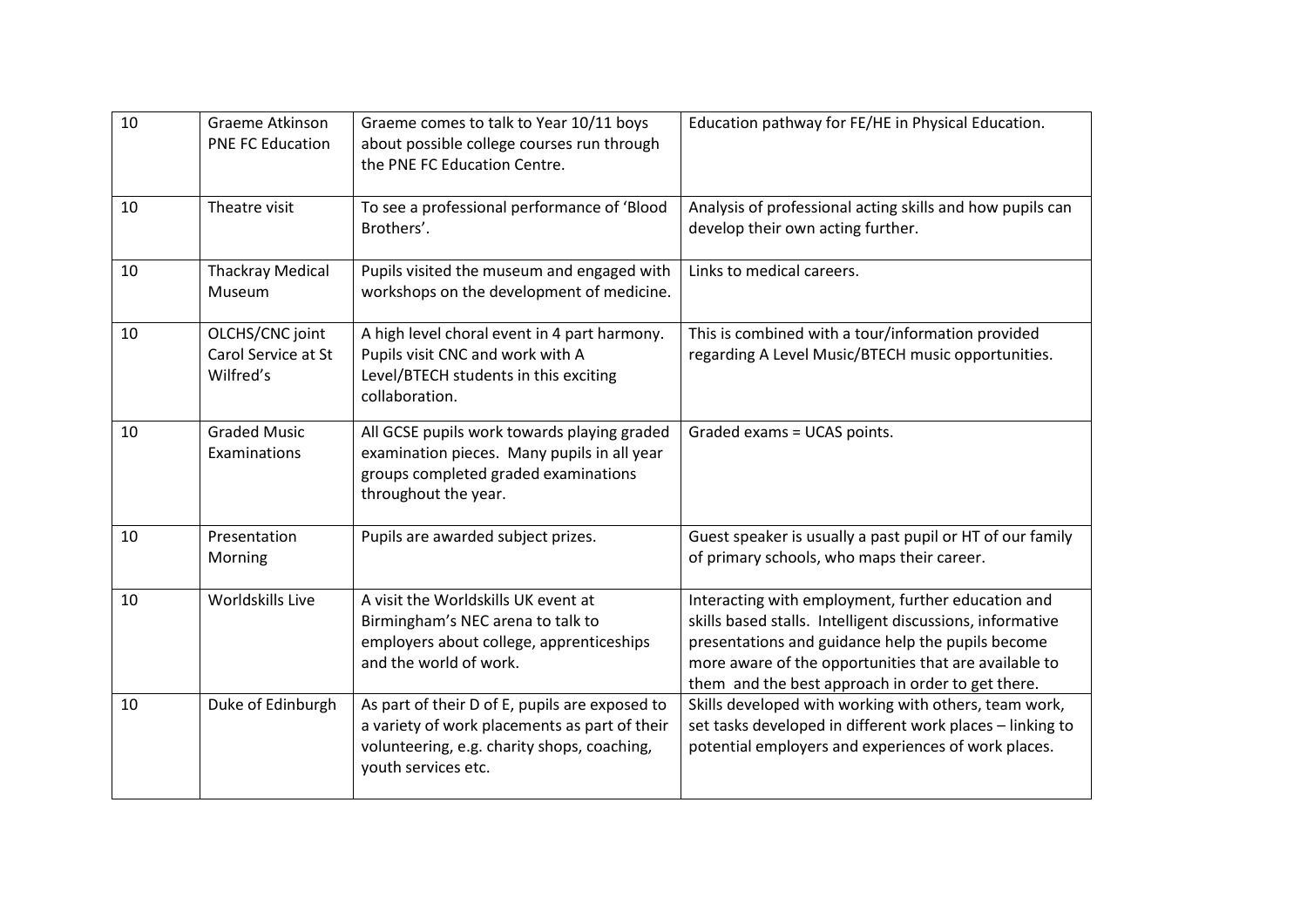| 10 | Graeme Atkinson PNE FC Education | Graeme comes to talk to Year 10/11 boys about possible college courses run through the PNE FC Education Centre. | Education pathway for FE/HE in Physical Education. |
|---|---|---|---|
| 10 | Theatre visit | To see a professional performance of 'Blood Brothers'. | Analysis of professional acting skills and how pupils can develop their own acting further. |
| 10 | Thackray Medical Museum | Pupils visited the museum and engaged with workshops on the development of medicine. | Links to medical careers. |
| 10 | OLCHS/CNC joint Carol Service at St Wilfred's | A high level choral event in 4 part harmony. Pupils visit CNC and work with A Level/BTECH students in this exciting collaboration. | This is combined with a tour/information provided regarding A Level Music/BTECH music opportunities. |
| 10 | Graded Music Examinations | All GCSE pupils work towards playing graded examination pieces. Many pupils in all year groups completed graded examinations throughout the year. | Graded exams = UCAS points. |
| 10 | Presentation Morning | Pupils are awarded subject prizes. | Guest speaker is usually a past pupil or HT of our family of primary schools, who maps their career. |
| 10 | Worldskills Live | A visit the Worldskills UK event at Birmingham's NEC arena to talk to employers about college, apprenticeships and the world of work. | Interacting with employment, further education and skills based stalls. Intelligent discussions, informative presentations and guidance help the pupils become more aware of the opportunities that are available to them and the best approach in order to get there. |
| 10 | Duke of Edinburgh | As part of their D of E, pupils are exposed to a variety of work placements as part of their volunteering, e.g. charity shops, coaching, youth services etc. | Skills developed with working with others, team work, set tasks developed in different work places – linking to potential employers and experiences of work places. |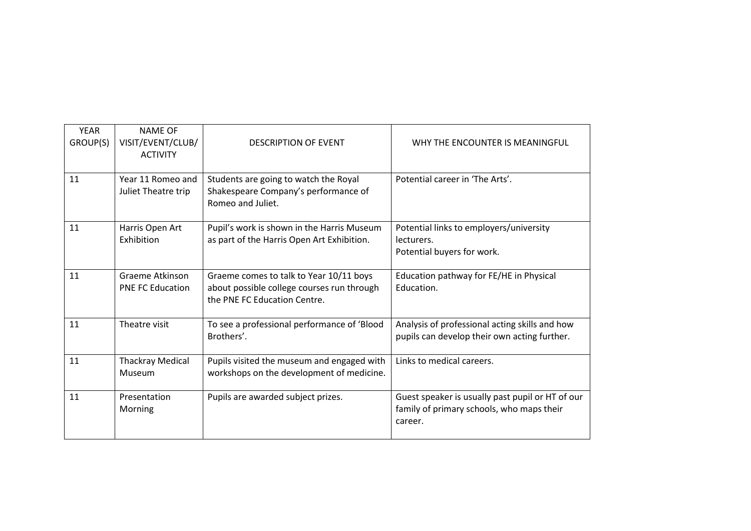| YEAR GROUP(S) | NAME OF VISIT/EVENT/CLUB/ ACTIVITY | DESCRIPTION OF EVENT | WHY THE ENCOUNTER IS MEANINGFUL |
|---|---|---|---|
| 11 | Year 11 Romeo and Juliet Theatre trip | Students are going to watch the Royal Shakespeare Company's performance of Romeo and Juliet. | Potential career in 'The Arts'. |
| 11 | Harris Open Art Exhibition | Pupil's work is shown in the Harris Museum as part of the Harris Open Art Exhibition. | Potential links to employers/university lecturers.<br>Potential buyers for work. |
| 11 | Graeme Atkinson PNE FC Education | Graeme comes to talk to Year 10/11 boys about possible college courses run through the PNE FC Education Centre. | Education pathway for FE/HE in Physical Education. |
| 11 | Theatre visit | To see a professional performance of 'Blood Brothers'. | Analysis of professional acting skills and how pupils can develop their own acting further. |
| 11 | Thackray Medical Museum | Pupils visited the museum and engaged with workshops on the development of medicine. | Links to medical careers. |
| 11 | Presentation Morning | Pupils are awarded subject prizes. | Guest speaker is usually past pupil or HT of our family of primary schools, who maps their career. |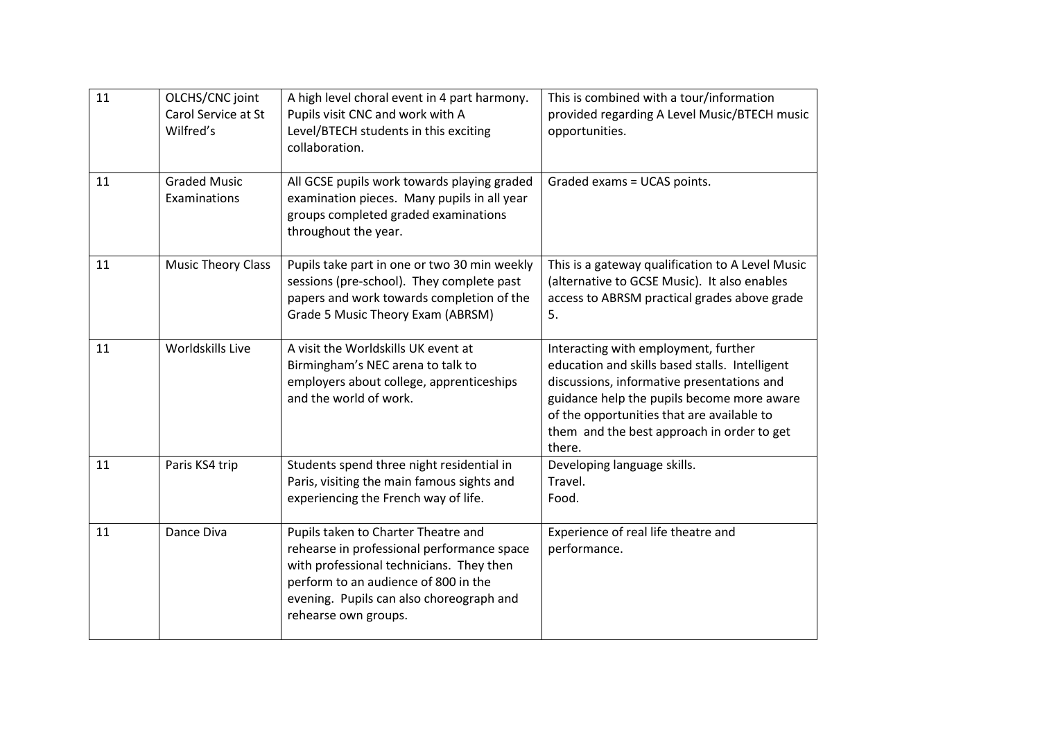| 11 | OLCHS/CNC joint Carol Service at St Wilfred's | A high level choral event in 4 part harmony. Pupils visit CNC and work with A Level/BTECH students in this exciting collaboration. | This is combined with a tour/information provided regarding A Level Music/BTECH music opportunities. |
|---|---|---|---|
| 11 | Graded Music Examinations | All GCSE pupils work towards playing graded examination pieces. Many pupils in all year groups completed graded examinations throughout the year. | Graded exams = UCAS points. |
| 11 | Music Theory Class | Pupils take part in one or two 30 min weekly sessions (pre-school). They complete past papers and work towards completion of the Grade 5 Music Theory Exam (ABRSM) | This is a gateway qualification to A Level Music (alternative to GCSE Music). It also enables access to ABRSM practical grades above grade 5. |
| 11 | Worldskills Live | A visit the Worldskills UK event at Birmingham's NEC arena to talk to employers about college, apprenticeships and the world of work. | Interacting with employment, further education and skills based stalls. Intelligent discussions, informative presentations and guidance help the pupils become more aware of the opportunities that are available to them and the best approach in order to get there. |
| 11 | Paris KS4 trip | Students spend three night residential in Paris, visiting the main famous sights and experiencing the French way of life. | Developing language skills.<br>Travel.<br>Food. |
| 11 | Dance Diva | Pupils taken to Charter Theatre and rehearse in professional performance space with professional technicians. They then perform to an audience of 800 in the evening. Pupils can also choreograph and rehearse own groups. | Experience of real life theatre and performance. |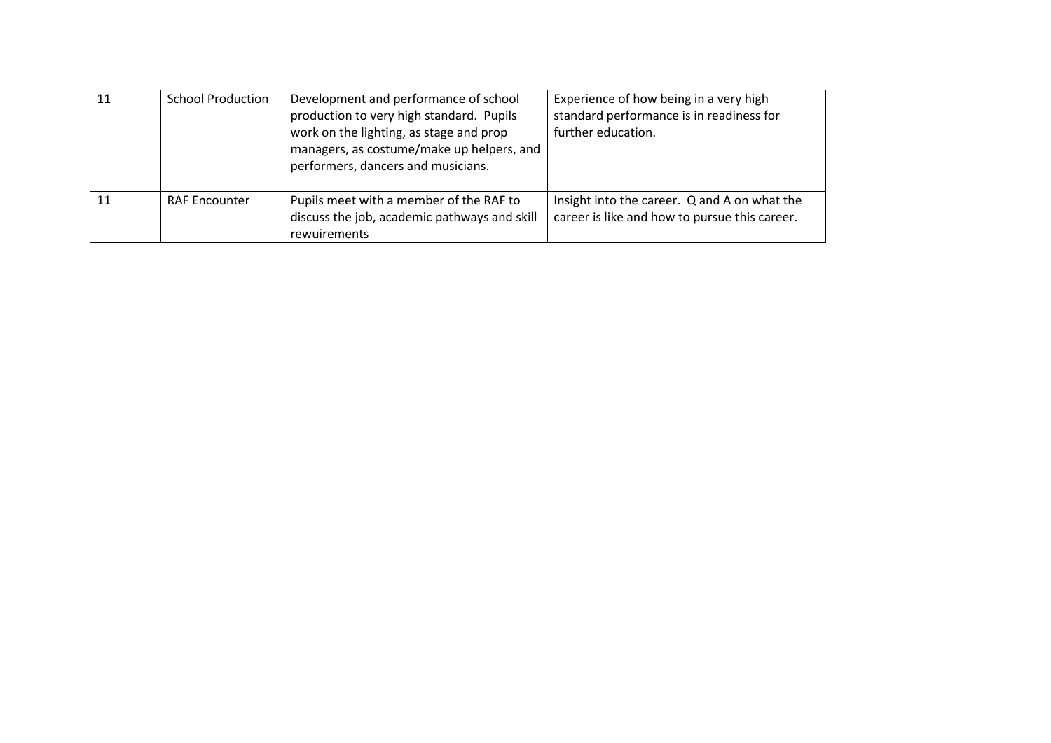| | | | |
|---|---|---|---|
| 11 | School Production | Development and performance of school production to very high standard. Pupils work on the lighting, as stage and prop managers, as costume/make up helpers, and performers, dancers and musicians. | Experience of how being in a very high standard performance is in readiness for further education. |
| 11 | RAF Encounter | Pupils meet with a member of the RAF to discuss the job, academic pathways and skill rewuirements | Insight into the career. Q and A on what the career is like and how to pursue this career. |